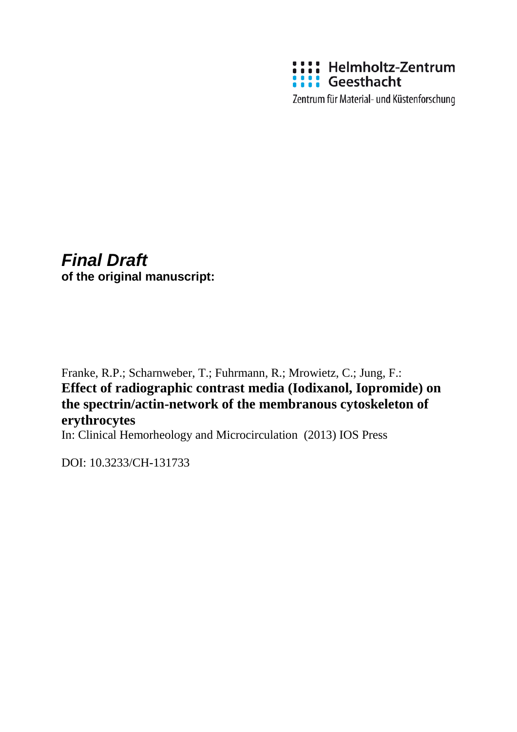Helmholtz-Zentrum Geesthacht

Zentrum für Material- und Küstenforschung

***Final Draft***
**of the original manuscript:**

Franke, R.P.; Scharnweber, T.; Fuhrmann, R.; Mrowietz, C.; Jung, F.:
**Effect of radiographic contrast media (Iodixanol, Iopromide) on the spectrin/actin-network of the membranous cytoskeleton of erythrocytes**
In: Clinical Hemorheology and Microcirculation (2013) IOS Press

DOI: 10.3233/CH-131733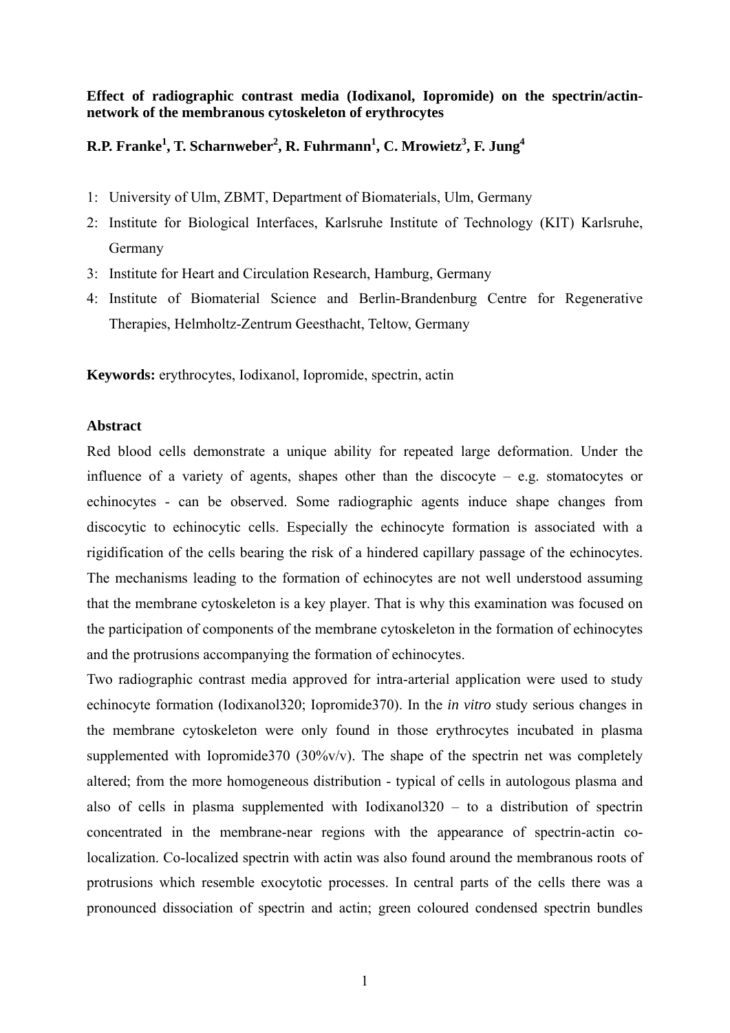**Effect of radiographic contrast media (Iodixanol, Iopromide) on the spectrin/actin-network of the membranous cytoskeleton of erythrocytes**

**R.P. Franke[1], T. Scharnweber[2], R. Fuhrmann[1], C. Mrowietz[3], F. Jung[4]**

1: University of Ulm, ZBMT, Department of Biomaterials, Ulm, Germany
2: Institute for Biological Interfaces, Karlsruhe Institute of Technology (KIT) Karlsruhe, Germany
3: Institute for Heart and Circulation Research, Hamburg, Germany
4: Institute of Biomaterial Science and Berlin-Brandenburg Centre for Regenerative Therapies, Helmholtz-Zentrum Geesthacht, Teltow, Germany

**Keywords:** erythrocytes, Iodixanol, Iopromide, spectrin, actin

## Abstract

Red blood cells demonstrate a unique ability for repeated large deformation. Under the influence of a variety of agents, shapes other than the discocyte – e.g. stomatocytes or echinocytes - can be observed. Some radiographic agents induce shape changes from discocytic to echinocytic cells. Especially the echinocyte formation is associated with a rigidification of the cells bearing the risk of a hindered capillary passage of the echinocytes. The mechanisms leading to the formation of echinocytes are not well understood assuming that the membrane cytoskeleton is a key player. That is why this examination was focused on the participation of components of the membrane cytoskeleton in the formation of echinocytes and the protrusions accompanying the formation of echinocytes.

Two radiographic contrast media approved for intra-arterial application were used to study echinocyte formation (Iodixanol320; Iopromide370). In the *in vitro* study serious changes in the membrane cytoskeleton were only found in those erythrocytes incubated in plasma supplemented with Iopromide370 (30%v/v). The shape of the spectrin net was completely altered; from the more homogeneous distribution - typical of cells in autologous plasma and also of cells in plasma supplemented with Iodixanol320 – to a distribution of spectrin concentrated in the membrane-near regions with the appearance of spectrin-actin co-localization. Co-localized spectrin with actin was also found around the membranous roots of protrusions which resemble exocytotic processes. In central parts of the cells there was a pronounced dissociation of spectrin and actin; green coloured condensed spectrin bundles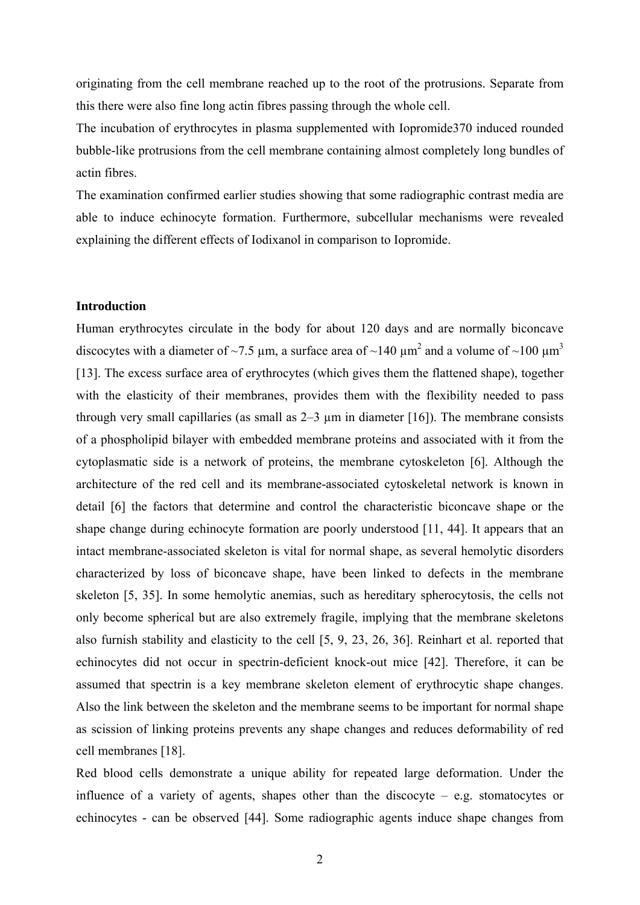originating from the cell membrane reached up to the root of the protrusions. Separate from this there were also fine long actin fibres passing through the whole cell.

The incubation of erythrocytes in plasma supplemented with Iopromide370 induced rounded bubble-like protrusions from the cell membrane containing almost completely long bundles of actin fibres.

The examination confirmed earlier studies showing that some radiographic contrast media are able to induce echinocyte formation. Furthermore, subcellular mechanisms were revealed explaining the different effects of Iodixanol in comparison to Iopromide.

**Introduction**

Human erythrocytes circulate in the body for about 120 days and are normally biconcave discocytes with a diameter of ~7.5 µm, a surface area of ~140 µm$^2$ and a volume of ~100 µm$^3$ [13]. The excess surface area of erythrocytes (which gives them the flattened shape), together with the elasticity of their membranes, provides them with the flexibility needed to pass through very small capillaries (as small as 2–3 µm in diameter [16]). The membrane consists of a phospholipid bilayer with embedded membrane proteins and associated with it from the cytoplasmatic side is a network of proteins, the membrane cytoskeleton [6]. Although the architecture of the red cell and its membrane-associated cytoskeletal network is known in detail [6] the factors that determine and control the characteristic biconcave shape or the shape change during echinocyte formation are poorly understood [11, 44]. It appears that an intact membrane-associated skeleton is vital for normal shape, as several hemolytic disorders characterized by loss of biconcave shape, have been linked to defects in the membrane skeleton [5, 35]. In some hemolytic anemias, such as hereditary spherocytosis, the cells not only become spherical but are also extremely fragile, implying that the membrane skeletons also furnish stability and elasticity to the cell [5, 9, 23, 26, 36]. Reinhart et al. reported that echinocytes did not occur in spectrin-deficient knock-out mice [42]. Therefore, it can be assumed that spectrin is a key membrane skeleton element of erythrocytic shape changes. Also the link between the skeleton and the membrane seems to be important for normal shape as scission of linking proteins prevents any shape changes and reduces deformability of red cell membranes [18].

Red blood cells demonstrate a unique ability for repeated large deformation. Under the influence of a variety of agents, shapes other than the discocyte – e.g. stomatocytes or echinocytes - can be observed [44]. Some radiographic agents induce shape changes from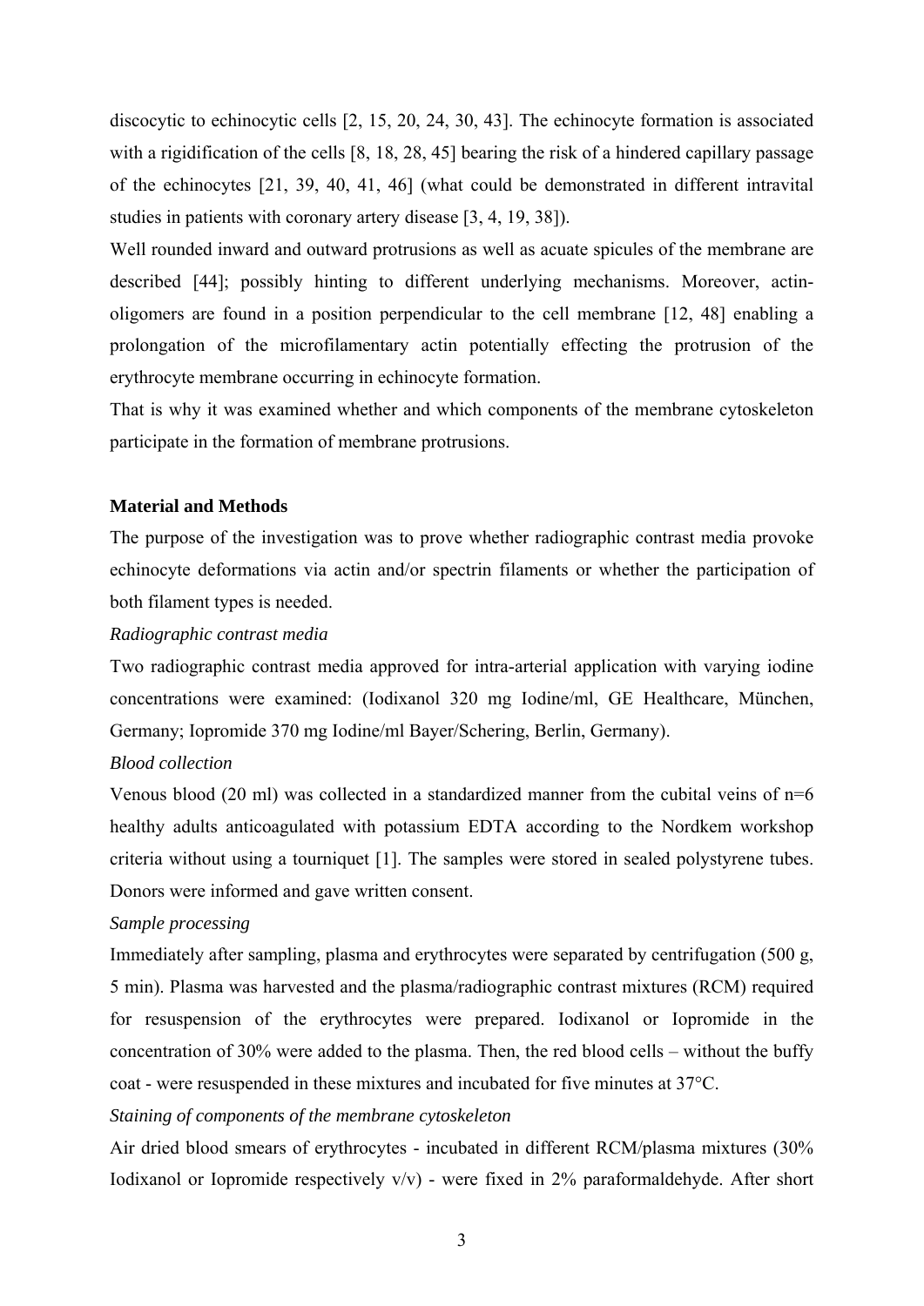discocytic to echinocytic cells [2, 15, 20, 24, 30, 43]. The echinocyte formation is associated with a rigidification of the cells [8, 18, 28, 45] bearing the risk of a hindered capillary passage of the echinocytes [21, 39, 40, 41, 46] (what could be demonstrated in different intravital studies in patients with coronary artery disease [3, 4, 19, 38]).

Well rounded inward and outward protrusions as well as acuate spicules of the membrane are described [44]; possibly hinting to different underlying mechanisms. Moreover, actin-oligomers are found in a position perpendicular to the cell membrane [12, 48] enabling a prolongation of the microfilamentary actin potentially effecting the protrusion of the erythrocyte membrane occurring in echinocyte formation.

That is why it was examined whether and which components of the membrane cytoskeleton participate in the formation of membrane protrusions.

## Material and Methods

The purpose of the investigation was to prove whether radiographic contrast media provoke echinocyte deformations via actin and/or spectrin filaments or whether the participation of both filament types is needed.

*Radiographic contrast media*

Two radiographic contrast media approved for intra-arterial application with varying iodine concentrations were examined: (Iodixanol 320 mg Iodine/ml, GE Healthcare, München, Germany; Iopromide 370 mg Iodine/ml Bayer/Schering, Berlin, Germany).

*Blood collection*

Venous blood (20 ml) was collected in a standardized manner from the cubital veins of n=6 healthy adults anticoagulated with potassium EDTA according to the Nordkem workshop criteria without using a tourniquet [1]. The samples were stored in sealed polystyrene tubes. Donors were informed and gave written consent.

*Sample processing*

Immediately after sampling, plasma and erythrocytes were separated by centrifugation (500 g, 5 min). Plasma was harvested and the plasma/radiographic contrast mixtures (RCM) required for resuspension of the erythrocytes were prepared. Iodixanol or Iopromide in the concentration of 30% were added to the plasma. Then, the red blood cells – without the buffy coat - were resuspended in these mixtures and incubated for five minutes at 37°C.

*Staining of components of the membrane cytoskeleton*

Air dried blood smears of erythrocytes - incubated in different RCM/plasma mixtures (30% Iodixanol or Iopromide respectively v/v) - were fixed in 2% paraformaldehyde. After short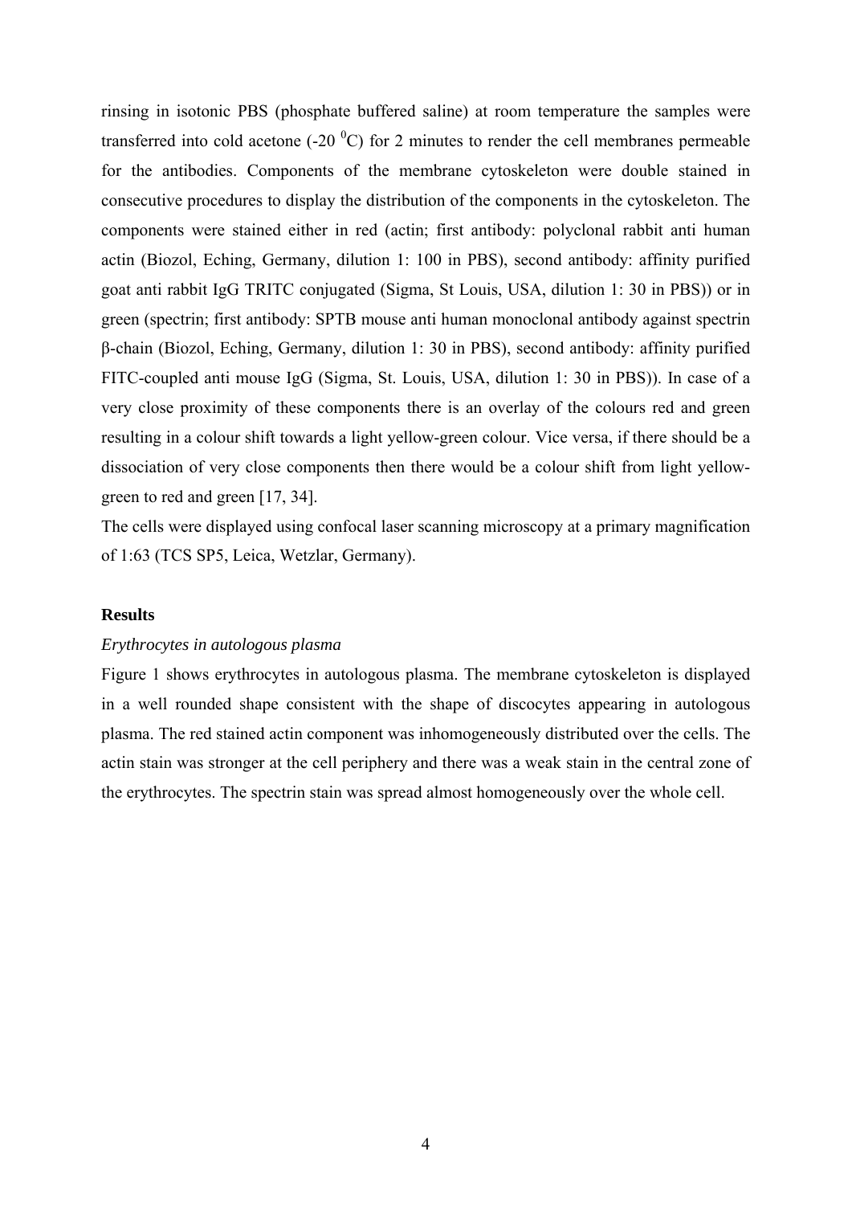rinsing in isotonic PBS (phosphate buffered saline) at room temperature the samples were transferred into cold acetone (-20 $^{0}$C) for 2 minutes to render the cell membranes permeable for the antibodies. Components of the membrane cytoskeleton were double stained in consecutive procedures to display the distribution of the components in the cytoskeleton. The components were stained either in red (actin; first antibody: polyclonal rabbit anti human actin (Biozol, Eching, Germany, dilution 1: 100 in PBS), second antibody: affinity purified goat anti rabbit IgG TRITC conjugated (Sigma, St Louis, USA, dilution 1: 30 in PBS)) or in green (spectrin; first antibody: SPTB mouse anti human monoclonal antibody against spectrin β-chain (Biozol, Eching, Germany, dilution 1: 30 in PBS), second antibody: affinity purified FITC-coupled anti mouse IgG (Sigma, St. Louis, USA, dilution 1: 30 in PBS)). In case of a very close proximity of these components there is an overlay of the colours red and green resulting in a colour shift towards a light yellow-green colour. Vice versa, if there should be a dissociation of very close components then there would be a colour shift from light yellow-green to red and green [17, 34].

The cells were displayed using confocal laser scanning microscopy at a primary magnification of 1:63 (TCS SP5, Leica, Wetzlar, Germany).

## Results

### *Erythrocytes in autologous plasma*

Figure 1 shows erythrocytes in autologous plasma. The membrane cytoskeleton is displayed in a well rounded shape consistent with the shape of discocytes appearing in autologous plasma. The red stained actin component was inhomogeneously distributed over the cells. The actin stain was stronger at the cell periphery and there was a weak stain in the central zone of the erythrocytes. The spectrin stain was spread almost homogeneously over the whole cell.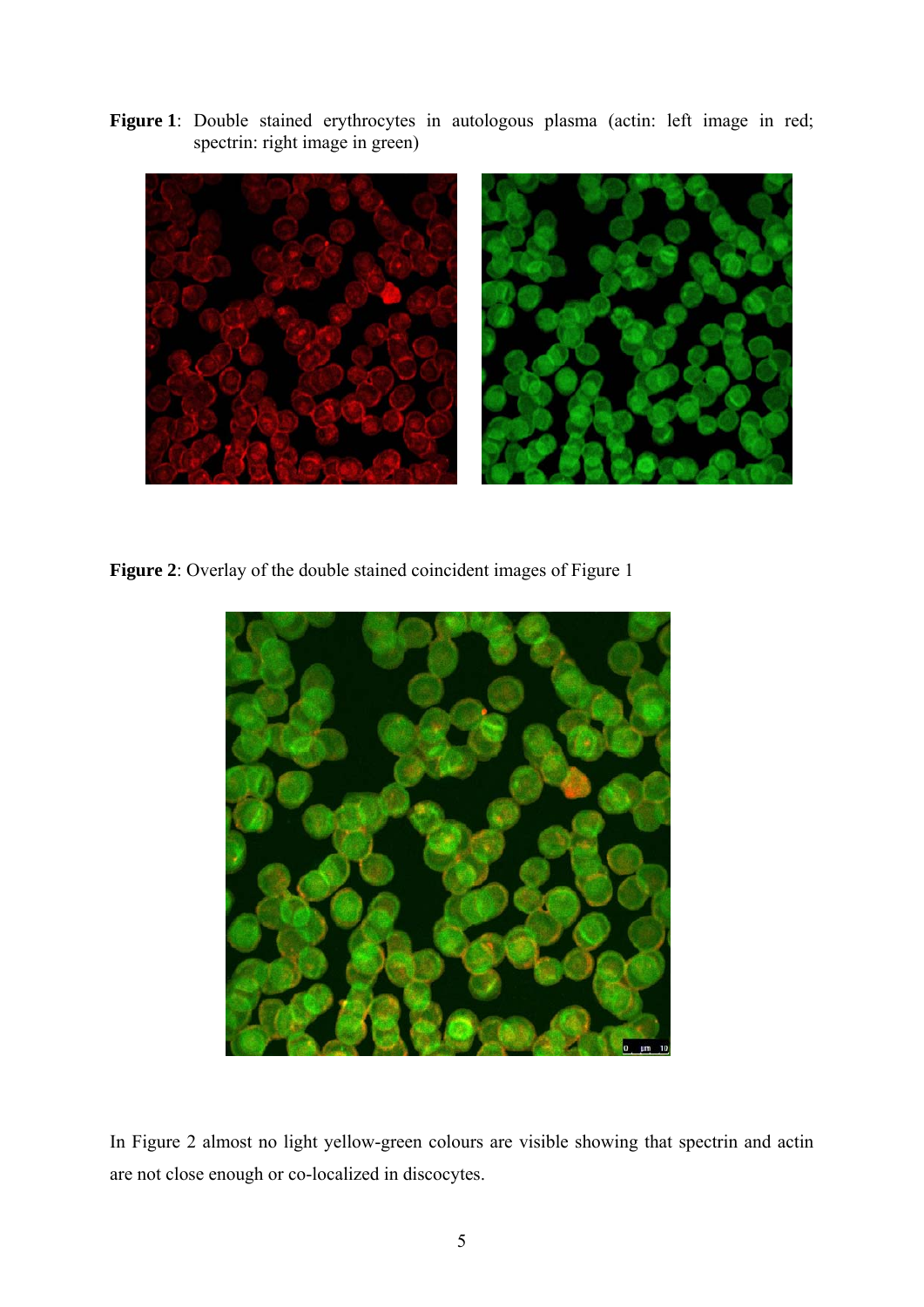**Figure 1**: Double stained erythrocytes in autologous plasma (actin: left image in red; spectrin: right image in green)

**Figure 2**: Overlay of the double stained coincident images of Figure 1

In Figure 2 almost no light yellow-green colours are visible showing that spectrin and actin are not close enough or co-localized in discocytes.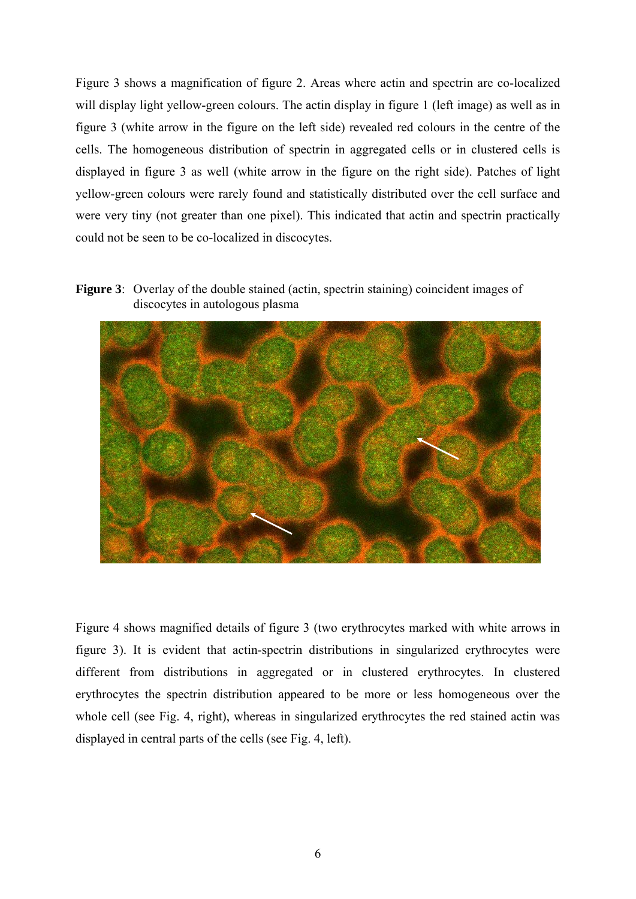Figure 3 shows a magnification of figure 2. Areas where actin and spectrin are co-localized will display light yellow-green colours. The actin display in figure 1 (left image) as well as in figure 3 (white arrow in the figure on the left side) revealed red colours in the centre of the cells. The homogeneous distribution of spectrin in aggregated cells or in clustered cells is displayed in figure 3 as well (white arrow in the figure on the right side). Patches of light yellow-green colours were rarely found and statistically distributed over the cell surface and were very tiny (not greater than one pixel). This indicated that actin and spectrin practically could not be seen to be co-localized in discocytes.

**Figure 3**: Overlay of the double stained (actin, spectrin staining) coincident images of discocytes in autologous plasma

Figure 4 shows magnified details of figure 3 (two erythrocytes marked with white arrows in figure 3). It is evident that actin-spectrin distributions in singularized erythrocytes were different from distributions in aggregated or in clustered erythrocytes. In clustered erythrocytes the spectrin distribution appeared to be more or less homogeneous over the whole cell (see Fig. 4, right), whereas in singularized erythrocytes the red stained actin was displayed in central parts of the cells (see Fig. 4, left).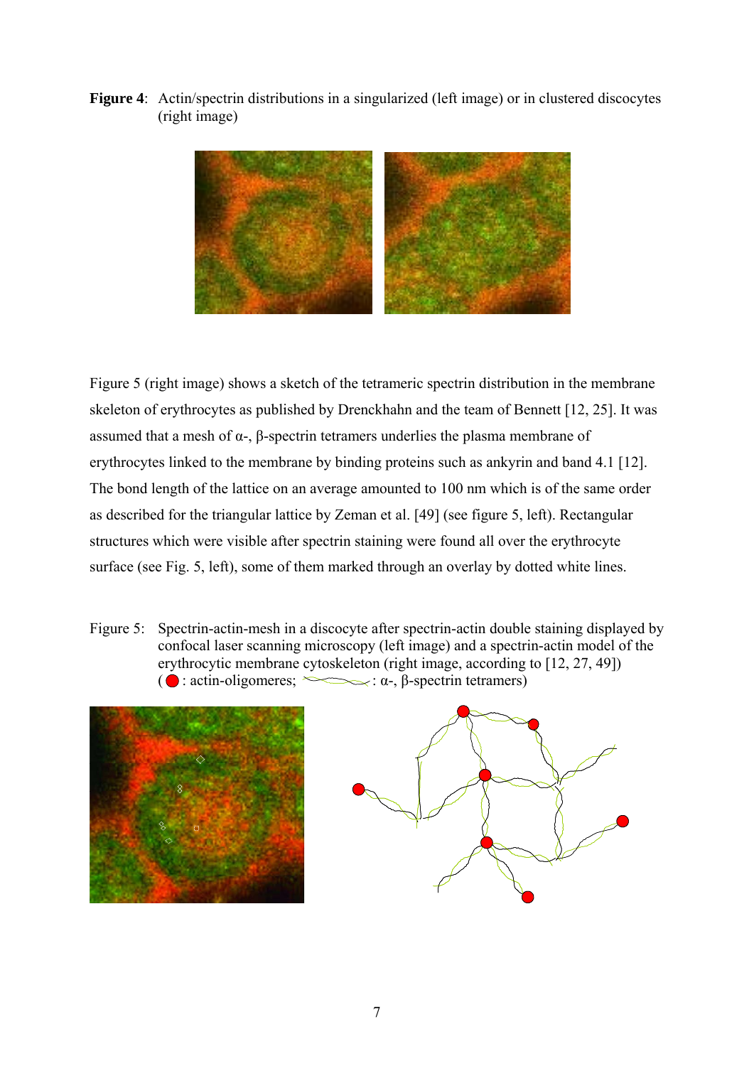**Figure 4**: Actin/spectrin distributions in a singularized (left image) or in clustered discocytes (right image)

Figure 5 (right image) shows a sketch of the tetrameric spectrin distribution in the membrane skeleton of erythrocytes as published by Drenckhahn and the team of Bennett [12, 25]. It was assumed that a mesh of α-, β-spectrin tetramers underlies the plasma membrane of erythrocytes linked to the membrane by binding proteins such as ankyrin and band 4.1 [12]. The bond length of the lattice on an average amounted to 100 nm which is of the same order as described for the triangular lattice by Zeman et al. [49] (see figure 5, left). Rectangular structures which were visible after spectrin staining were found all over the erythrocyte surface (see Fig. 5, left), some of them marked through an overlay by dotted white lines.

Figure 5: Spectrin-actin-mesh in a discocyte after spectrin-actin double staining displayed by confocal laser scanning microscopy (left image) and a spectrin-actin model of the erythrocytic membrane cytoskeleton (right image, according to [12, 27, 49]) (●: actin-oligomeres; ～～: α-, β-spectrin tetramers)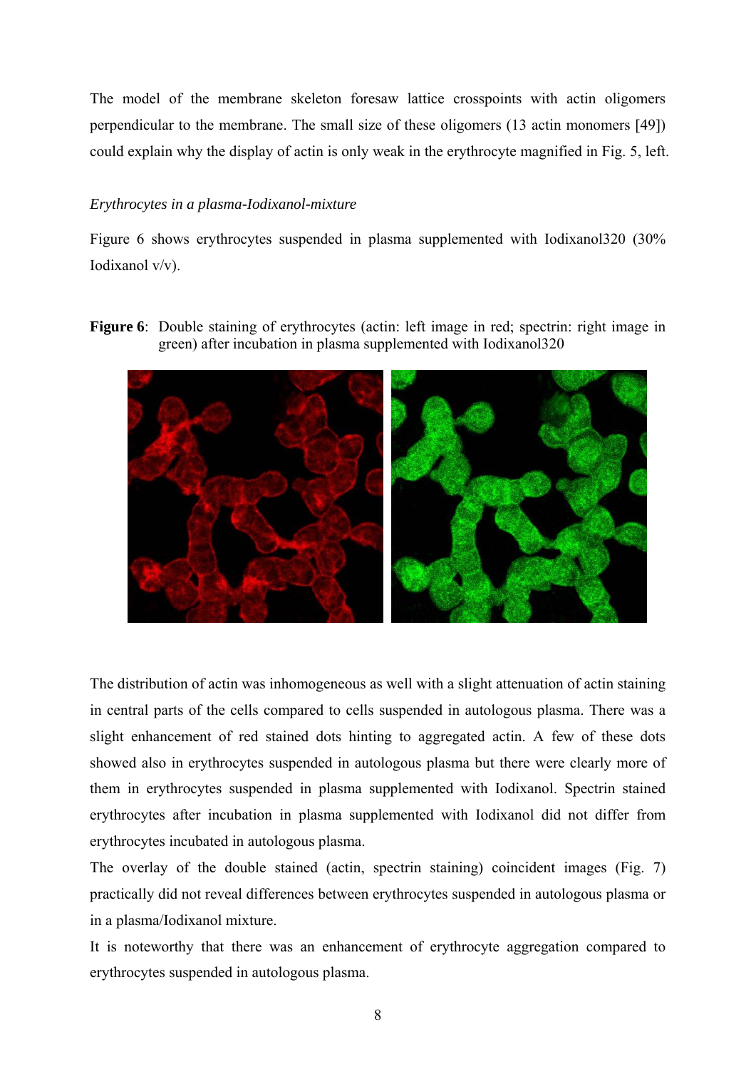The model of the membrane skeleton foresaw lattice crosspoints with actin oligomers perpendicular to the membrane. The small size of these oligomers (13 actin monomers [49]) could explain why the display of actin is only weak in the erythrocyte magnified in Fig. 5, left.

*Erythrocytes in a plasma-Iodixanol-mixture*

Figure 6 shows erythrocytes suspended in plasma supplemented with Iodixanol320 (30% Iodixanol v/v).

**Figure 6**: Double staining of erythrocytes (actin: left image in red; spectrin: right image in green) after incubation in plasma supplemented with Iodixanol320

The distribution of actin was inhomogeneous as well with a slight attenuation of actin staining in central parts of the cells compared to cells suspended in autologous plasma. There was a slight enhancement of red stained dots hinting to aggregated actin. A few of these dots showed also in erythrocytes suspended in autologous plasma but there were clearly more of them in erythrocytes suspended in plasma supplemented with Iodixanol. Spectrin stained erythrocytes after incubation in plasma supplemented with Iodixanol did not differ from erythrocytes incubated in autologous plasma.

The overlay of the double stained (actin, spectrin staining) coincident images (Fig. 7) practically did not reveal differences between erythrocytes suspended in autologous plasma or in a plasma/Iodixanol mixture.

It is noteworthy that there was an enhancement of erythrocyte aggregation compared to erythrocytes suspended in autologous plasma.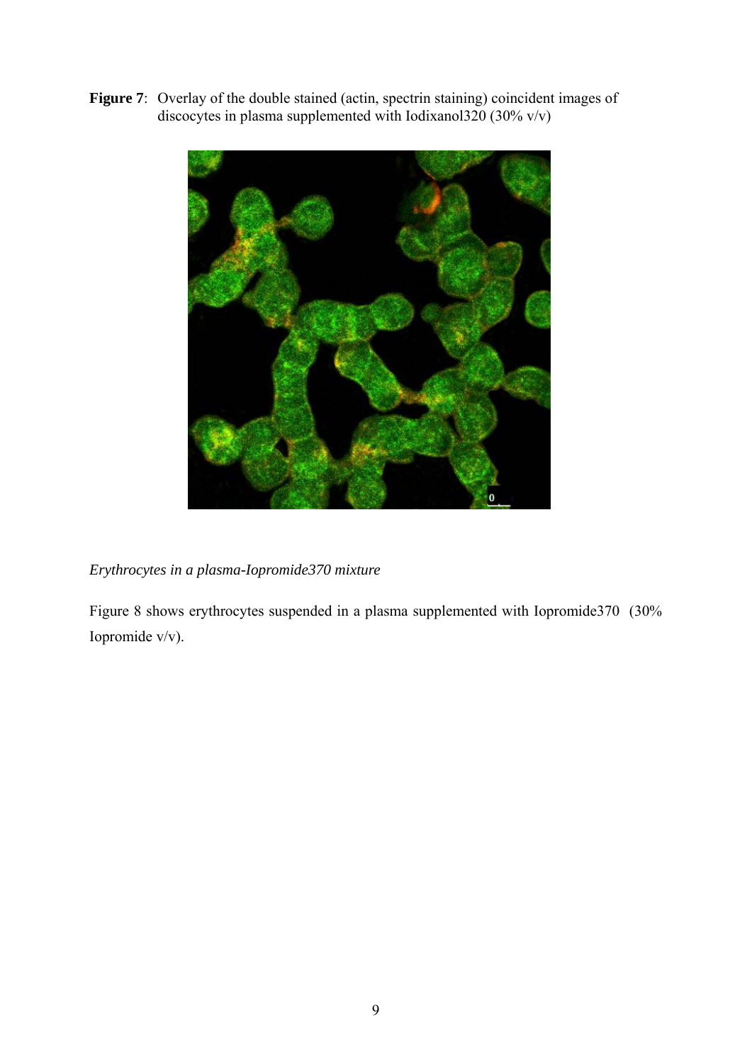**Figure 7**: Overlay of the double stained (actin, spectrin staining) coincident images of discocytes in plasma supplemented with Iodixanol320 (30% v/v)

*Erythrocytes in a plasma-Iopromide370 mixture*

Figure 8 shows erythrocytes suspended in a plasma supplemented with Iopromide370 (30% Iopromide v/v).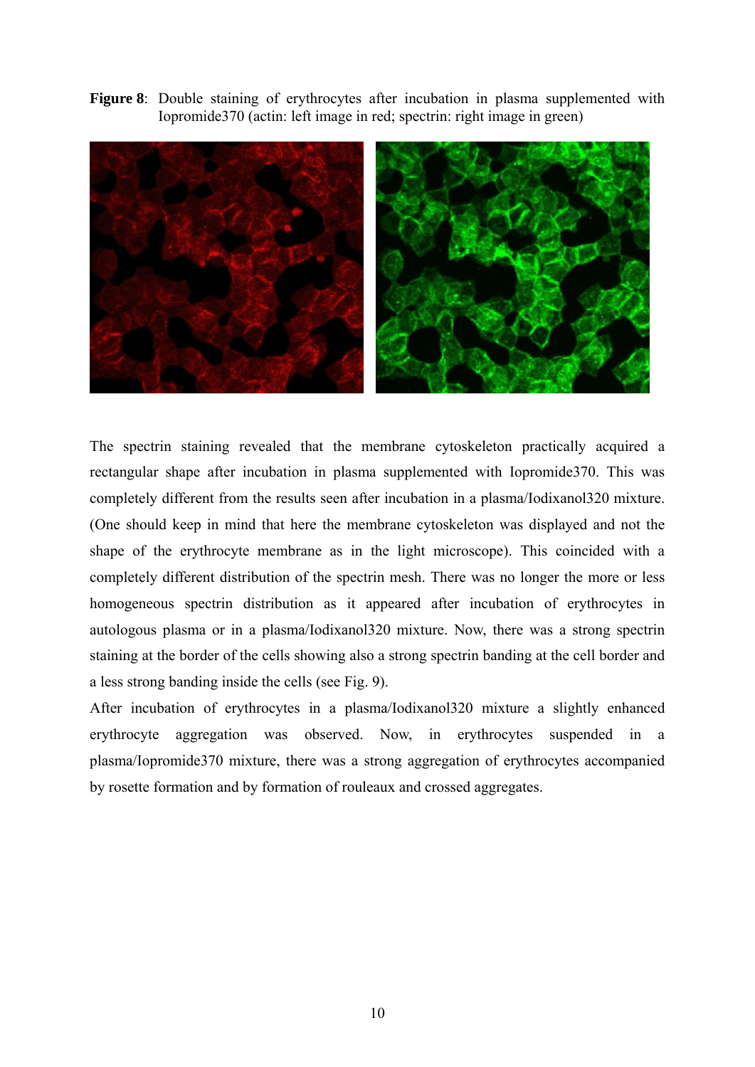**Figure 8**: Double staining of erythrocytes after incubation in plasma supplemented with Iopromide370 (actin: left image in red; spectrin: right image in green)

The spectrin staining revealed that the membrane cytoskeleton practically acquired a rectangular shape after incubation in plasma supplemented with Iopromide370. This was completely different from the results seen after incubation in a plasma/Iodixanol320 mixture. (One should keep in mind that here the membrane cytoskeleton was displayed and not the shape of the erythrocyte membrane as in the light microscope). This coincided with a completely different distribution of the spectrin mesh. There was no longer the more or less homogeneous spectrin distribution as it appeared after incubation of erythrocytes in autologous plasma or in a plasma/Iodixanol320 mixture. Now, there was a strong spectrin staining at the border of the cells showing also a strong spectrin banding at the cell border and a less strong banding inside the cells (see Fig. 9).

After incubation of erythrocytes in a plasma/Iodixanol320 mixture a slightly enhanced erythrocyte aggregation was observed. Now, in erythrocytes suspended in a plasma/Iopromide370 mixture, there was a strong aggregation of erythrocytes accompanied by rosette formation and by formation of rouleaux and crossed aggregates.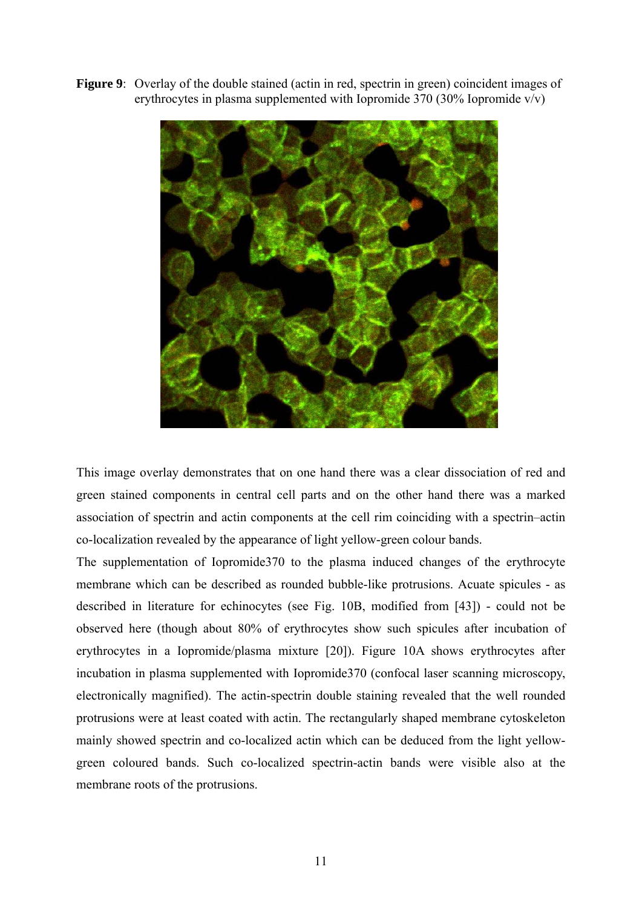**Figure 9**: Overlay of the double stained (actin in red, spectrin in green) coincident images of erythrocytes in plasma supplemented with Iopromide 370 (30% Iopromide v/v)

This image overlay demonstrates that on one hand there was a clear dissociation of red and green stained components in central cell parts and on the other hand there was a marked association of spectrin and actin components at the cell rim coinciding with a spectrin–actin co-localization revealed by the appearance of light yellow-green colour bands.

The supplementation of Iopromide370 to the plasma induced changes of the erythrocyte membrane which can be described as rounded bubble-like protrusions. Acuate spicules - as described in literature for echinocytes (see Fig. 10B, modified from [43]) - could not be observed here (though about 80% of erythrocytes show such spicules after incubation of erythrocytes in a Iopromide/plasma mixture [20]). Figure 10A shows erythrocytes after incubation in plasma supplemented with Iopromide370 (confocal laser scanning microscopy, electronically magnified). The actin-spectrin double staining revealed that the well rounded protrusions were at least coated with actin. The rectangularly shaped membrane cytoskeleton mainly showed spectrin and co-localized actin which can be deduced from the light yellow-green coloured bands. Such co-localized spectrin-actin bands were visible also at the membrane roots of the protrusions.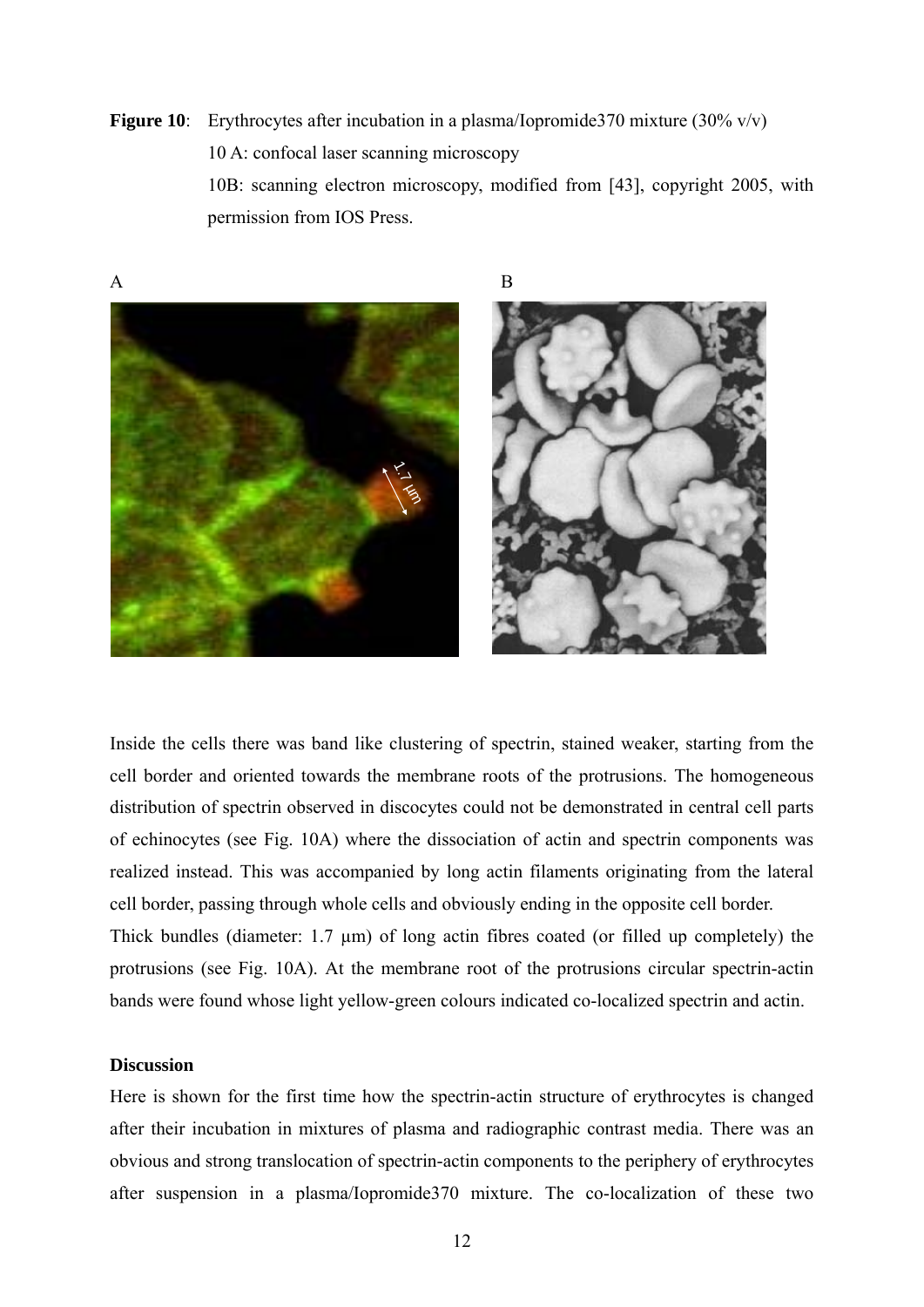**Figure 10**: Erythrocytes after incubation in a plasma/Iopromide370 mixture (30% v/v)
10 A: confocal laser scanning microscopy
10B: scanning electron microscopy, modified from [43], copyright 2005, with permission from IOS Press.

Inside the cells there was band like clustering of spectrin, stained weaker, starting from the cell border and oriented towards the membrane roots of the protrusions. The homogeneous distribution of spectrin observed in discocytes could not be demonstrated in central cell parts of echinocytes (see Fig. 10A) where the dissociation of actin and spectrin components was realized instead. This was accompanied by long actin filaments originating from the lateral cell border, passing through whole cells and obviously ending in the opposite cell border.
Thick bundles (diameter: 1.7 µm) of long actin fibres coated (or filled up completely) the protrusions (see Fig. 10A). At the membrane root of the protrusions circular spectrin-actin bands were found whose light yellow-green colours indicated co-localized spectrin and actin.

## Discussion

Here is shown for the first time how the spectrin-actin structure of erythrocytes is changed after their incubation in mixtures of plasma and radiographic contrast media. There was an obvious and strong translocation of spectrin-actin components to the periphery of erythrocytes after suspension in a plasma/Iopromide370 mixture. The co-localization of these two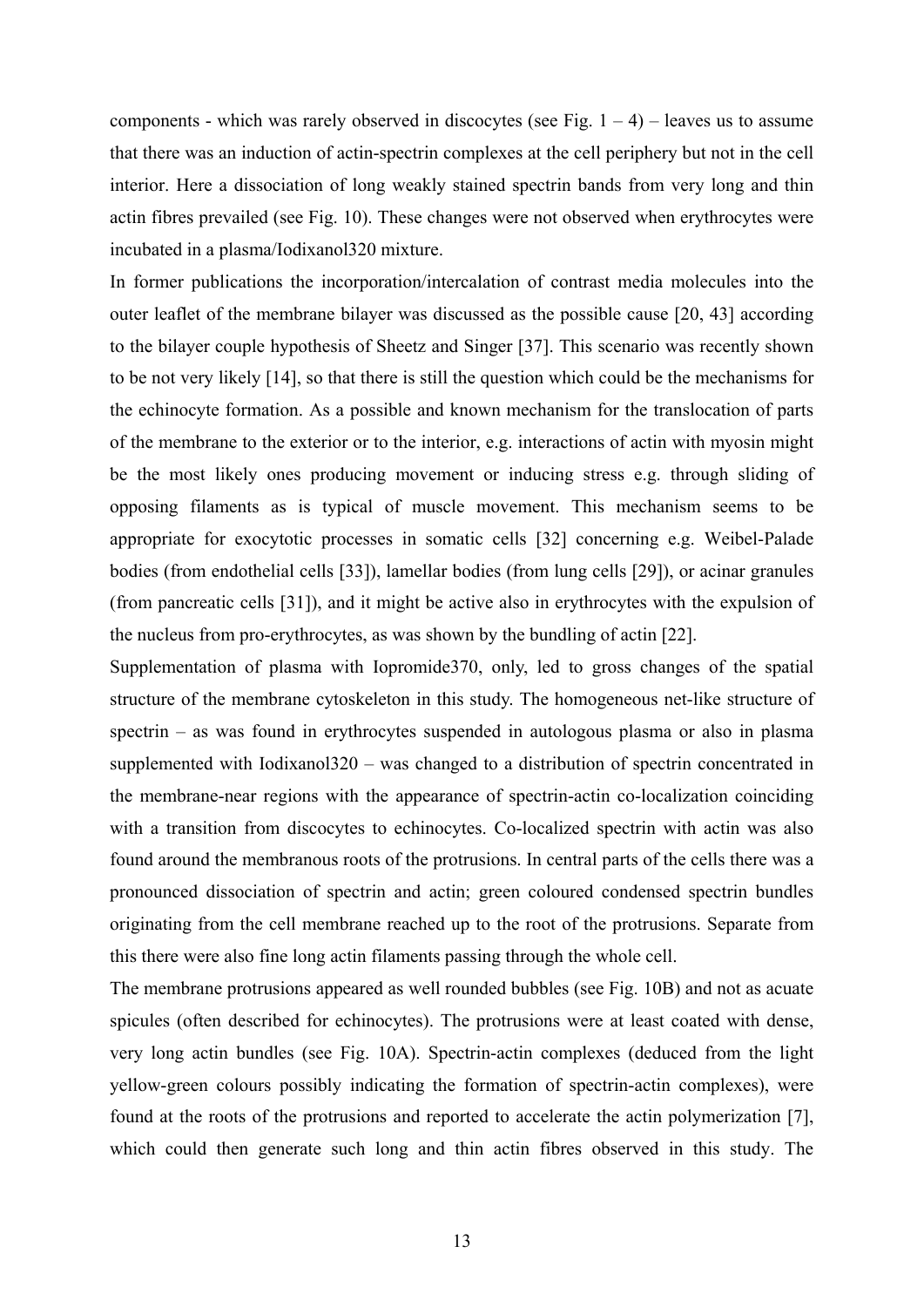components - which was rarely observed in discocytes (see Fig. 1 – 4) – leaves us to assume that there was an induction of actin-spectrin complexes at the cell periphery but not in the cell interior. Here a dissociation of long weakly stained spectrin bands from very long and thin actin fibres prevailed (see Fig. 10). These changes were not observed when erythrocytes were incubated in a plasma/Iodixanol320 mixture.

In former publications the incorporation/intercalation of contrast media molecules into the outer leaflet of the membrane bilayer was discussed as the possible cause [20, 43] according to the bilayer couple hypothesis of Sheetz and Singer [37]. This scenario was recently shown to be not very likely [14], so that there is still the question which could be the mechanisms for the echinocyte formation. As a possible and known mechanism for the translocation of parts of the membrane to the exterior or to the interior, e.g. interactions of actin with myosin might be the most likely ones producing movement or inducing stress e.g. through sliding of opposing filaments as is typical of muscle movement. This mechanism seems to be appropriate for exocytotic processes in somatic cells [32] concerning e.g. Weibel-Palade bodies (from endothelial cells [33]), lamellar bodies (from lung cells [29]), or acinar granules (from pancreatic cells [31]), and it might be active also in erythrocytes with the expulsion of the nucleus from pro-erythrocytes, as was shown by the bundling of actin [22].

Supplementation of plasma with Iopromide370, only, led to gross changes of the spatial structure of the membrane cytoskeleton in this study. The homogeneous net-like structure of spectrin – as was found in erythrocytes suspended in autologous plasma or also in plasma supplemented with Iodixanol320 – was changed to a distribution of spectrin concentrated in the membrane-near regions with the appearance of spectrin-actin co-localization coinciding with a transition from discocytes to echinocytes. Co-localized spectrin with actin was also found around the membranous roots of the protrusions. In central parts of the cells there was a pronounced dissociation of spectrin and actin; green coloured condensed spectrin bundles originating from the cell membrane reached up to the root of the protrusions. Separate from this there were also fine long actin filaments passing through the whole cell.

The membrane protrusions appeared as well rounded bubbles (see Fig. 10B) and not as acuate spicules (often described for echinocytes). The protrusions were at least coated with dense, very long actin bundles (see Fig. 10A). Spectrin-actin complexes (deduced from the light yellow-green colours possibly indicating the formation of spectrin-actin complexes), were found at the roots of the protrusions and reported to accelerate the actin polymerization [7], which could then generate such long and thin actin fibres observed in this study. The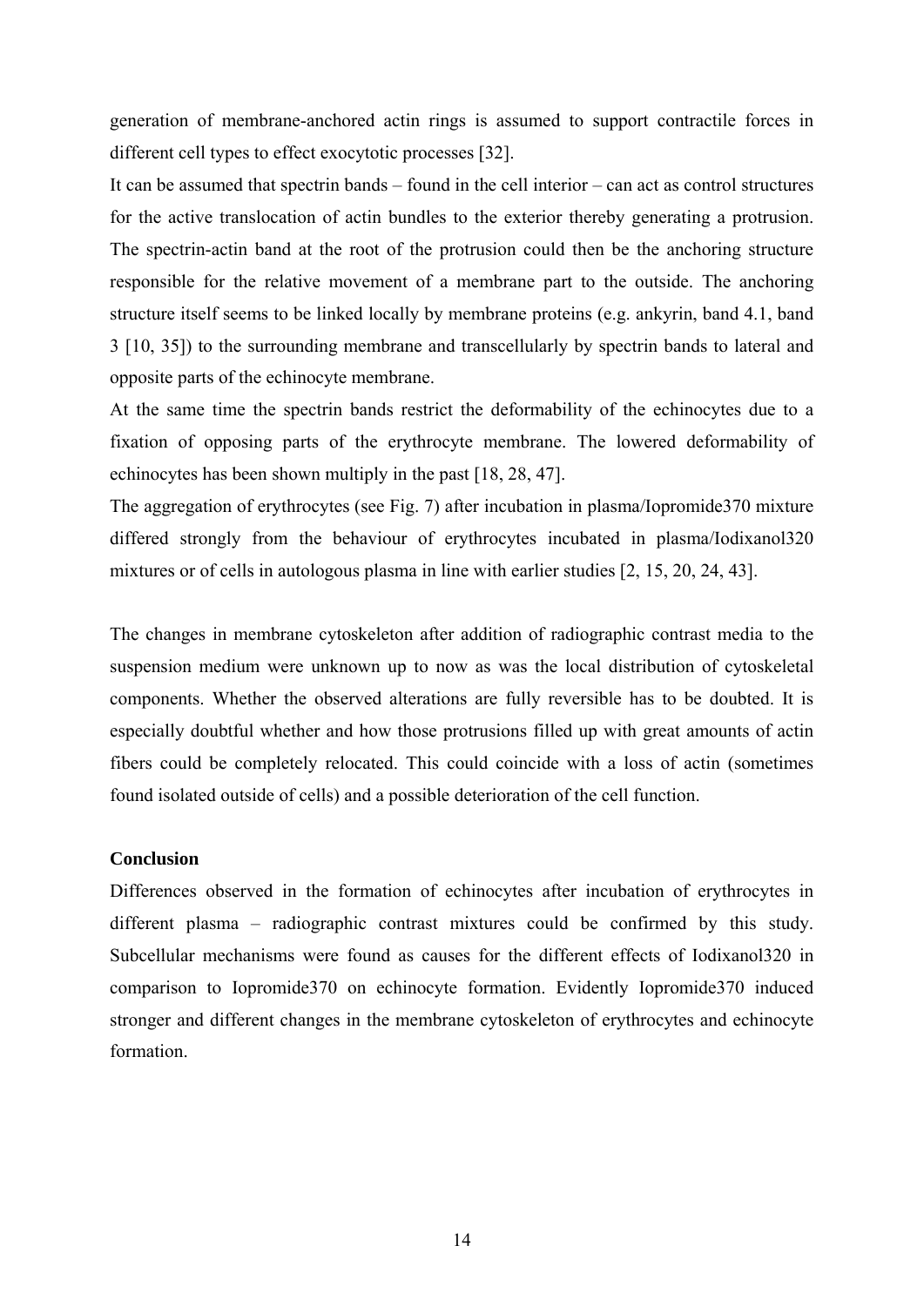generation of membrane-anchored actin rings is assumed to support contractile forces in different cell types to effect exocytotic processes [32].

It can be assumed that spectrin bands – found in the cell interior – can act as control structures for the active translocation of actin bundles to the exterior thereby generating a protrusion. The spectrin-actin band at the root of the protrusion could then be the anchoring structure responsible for the relative movement of a membrane part to the outside. The anchoring structure itself seems to be linked locally by membrane proteins (e.g. ankyrin, band 4.1, band 3 [10, 35]) to the surrounding membrane and transcellularly by spectrin bands to lateral and opposite parts of the echinocyte membrane.

At the same time the spectrin bands restrict the deformability of the echinocytes due to a fixation of opposing parts of the erythrocyte membrane. The lowered deformability of echinocytes has been shown multiply in the past [18, 28, 47].

The aggregation of erythrocytes (see Fig. 7) after incubation in plasma/Iopromide370 mixture differed strongly from the behaviour of erythrocytes incubated in plasma/Iodixanol320 mixtures or of cells in autologous plasma in line with earlier studies [2, 15, 20, 24, 43].

The changes in membrane cytoskeleton after addition of radiographic contrast media to the suspension medium were unknown up to now as was the local distribution of cytoskeletal components. Whether the observed alterations are fully reversible has to be doubted. It is especially doubtful whether and how those protrusions filled up with great amounts of actin fibers could be completely relocated. This could coincide with a loss of actin (sometimes found isolated outside of cells) and a possible deterioration of the cell function.

**Conclusion**

Differences observed in the formation of echinocytes after incubation of erythrocytes in different plasma – radiographic contrast mixtures could be confirmed by this study. Subcellular mechanisms were found as causes for the different effects of Iodixanol320 in comparison to Iopromide370 on echinocyte formation. Evidently Iopromide370 induced stronger and different changes in the membrane cytoskeleton of erythrocytes and echinocyte formation.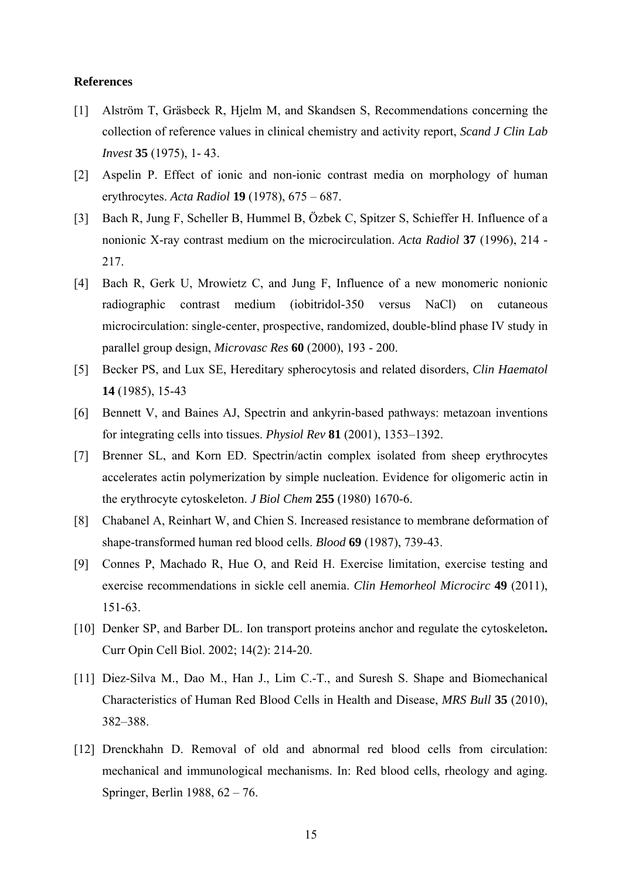**References**

[1] Alström T, Gräsbeck R, Hjelm M, and Skandsen S, Recommendations concerning the collection of reference values in clinical chemistry and activity report, *Scand J Clin Lab Invest* **35** (1975), 1- 43.

[2] Aspelin P. Effect of ionic and non-ionic contrast media on morphology of human erythrocytes. *Acta Radiol* **19** (1978), 675 – 687.

[3] Bach R, Jung F, Scheller B, Hummel B, Özbek C, Spitzer S, Schieffer H. Influence of a nonionic X-ray contrast medium on the microcirculation. *Acta Radiol* **37** (1996), 214 - 217.

[4] Bach R, Gerk U, Mrowietz C, and Jung F, Influence of a new monomeric nonionic radiographic contrast medium (iobitridol-350 versus NaCl) on cutaneous microcirculation: single-center, prospective, randomized, double-blind phase IV study in parallel group design, *Microvasc Res* **60** (2000), 193 - 200.

[5] Becker PS, and Lux SE, Hereditary spherocytosis and related disorders, *Clin Haematol* **14** (1985), 15-43

[6] Bennett V, and Baines AJ, Spectrin and ankyrin-based pathways: metazoan inventions for integrating cells into tissues. *Physiol Rev* **81** (2001), 1353–1392.

[7] Brenner SL, and Korn ED. Spectrin/actin complex isolated from sheep erythrocytes accelerates actin polymerization by simple nucleation. Evidence for oligomeric actin in the erythrocyte cytoskeleton. *J Biol Chem* **255** (1980) 1670-6.

[8] Chabanel A, Reinhart W, and Chien S. Increased resistance to membrane deformation of shape-transformed human red blood cells. *Blood* **69** (1987), 739-43.

[9] Connes P, Machado R, Hue O, and Reid H. Exercise limitation, exercise testing and exercise recommendations in sickle cell anemia. *Clin Hemorheol Microcirc* **49** (2011), 151-63.

[10] Denker SP, and Barber DL. Ion transport proteins anchor and regulate the cytoskeleton**.** Curr Opin Cell Biol. 2002; 14(2): 214-20.

[11] Diez-Silva M., Dao M., Han J., Lim C.-T., and Suresh S. Shape and Biomechanical Characteristics of Human Red Blood Cells in Health and Disease, *MRS Bull* **35** (2010), 382–388.

[12] Drenckhahn D. Removal of old and abnormal red blood cells from circulation: mechanical and immunological mechanisms. In: Red blood cells, rheology and aging. Springer, Berlin 1988, 62 – 76.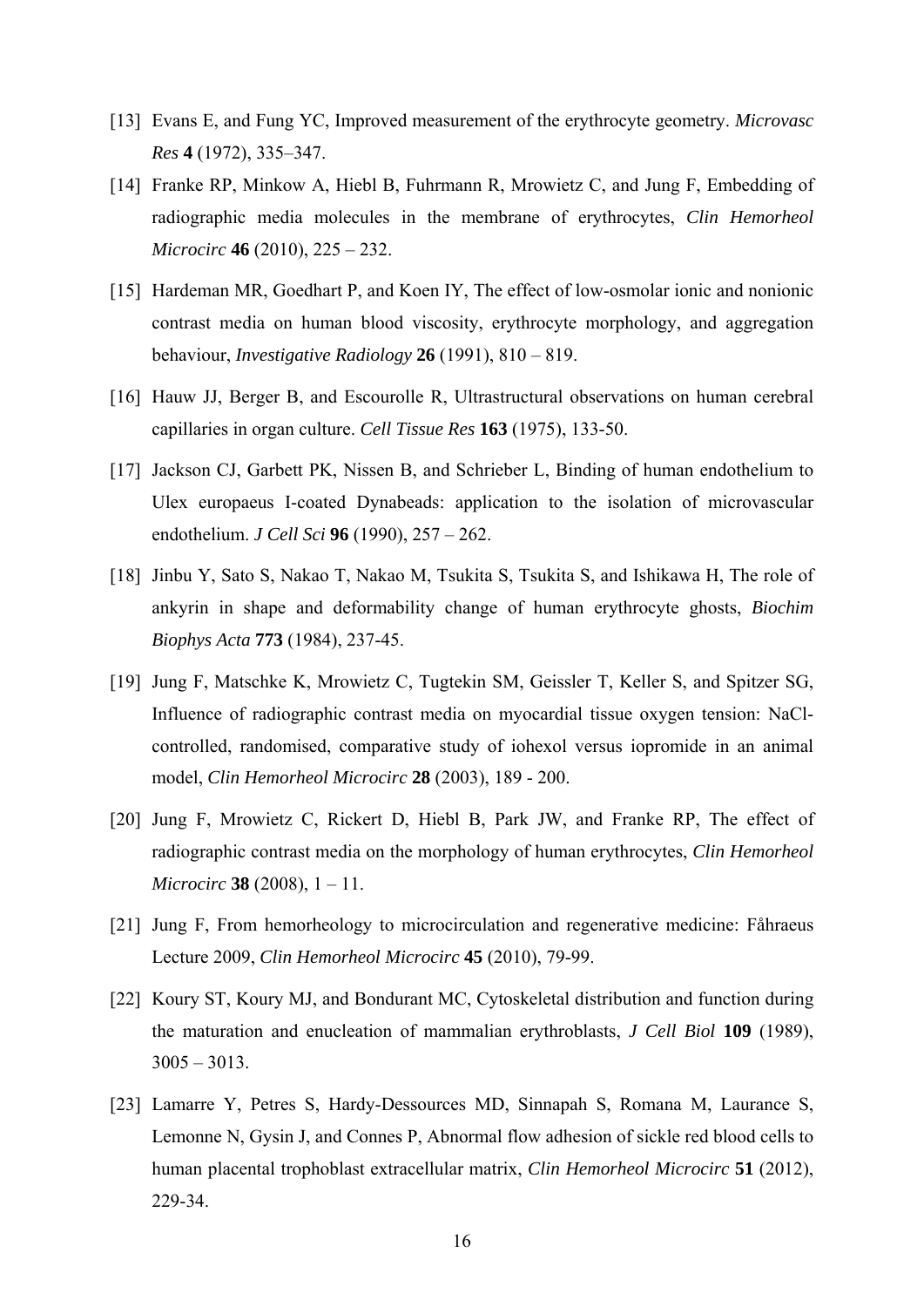[13] Evans E, and Fung YC, Improved measurement of the erythrocyte geometry. *Microvasc Res* **4** (1972), 335–347.

[14] Franke RP, Minkow A, Hiebl B, Fuhrmann R, Mrowietz C, and Jung F, Embedding of radiographic media molecules in the membrane of erythrocytes, *Clin Hemorheol Microcirc* **46** (2010), 225 – 232.

[15] Hardeman MR, Goedhart P, and Koen IY, The effect of low-osmolar ionic and nonionic contrast media on human blood viscosity, erythrocyte morphology, and aggregation behaviour, *Investigative Radiology* **26** (1991), 810 – 819.

[16] Hauw JJ, Berger B, and Escourolle R, Ultrastructural observations on human cerebral capillaries in organ culture. *Cell Tissue Res* **163** (1975), 133-50.

[17] Jackson CJ, Garbett PK, Nissen B, and Schrieber L, Binding of human endothelium to Ulex europaeus I-coated Dynabeads: application to the isolation of microvascular endothelium. *J Cell Sci* **96** (1990), 257 – 262.

[18] Jinbu Y, Sato S, Nakao T, Nakao M, Tsukita S, Tsukita S, and Ishikawa H, The role of ankyrin in shape and deformability change of human erythrocyte ghosts, *Biochim Biophys Acta* **773** (1984), 237-45.

[19] Jung F, Matschke K, Mrowietz C, Tugtekin SM, Geissler T, Keller S, and Spitzer SG, Influence of radiographic contrast media on myocardial tissue oxygen tension: NaCl-controlled, randomised, comparative study of iohexol versus iopromide in an animal model, *Clin Hemorheol Microcirc* **28** (2003), 189 - 200.

[20] Jung F, Mrowietz C, Rickert D, Hiebl B, Park JW, and Franke RP, The effect of radiographic contrast media on the morphology of human erythrocytes, *Clin Hemorheol Microcirc* **38** (2008), 1 – 11.

[21] Jung F, From hemorheology to microcirculation and regenerative medicine: Fåhraeus Lecture 2009, *Clin Hemorheol Microcirc* **45** (2010), 79-99.

[22] Koury ST, Koury MJ, and Bondurant MC, Cytoskeletal distribution and function during the maturation and enucleation of mammalian erythroblasts, *J Cell Biol* **109** (1989), 3005 – 3013.

[23] Lamarre Y, Petres S, Hardy-Dessources MD, Sinnapah S, Romana M, Laurance S, Lemonne N, Gysin J, and Connes P, Abnormal flow adhesion of sickle red blood cells to human placental trophoblast extracellular matrix, *Clin Hemorheol Microcirc* **51** (2012), 229-34.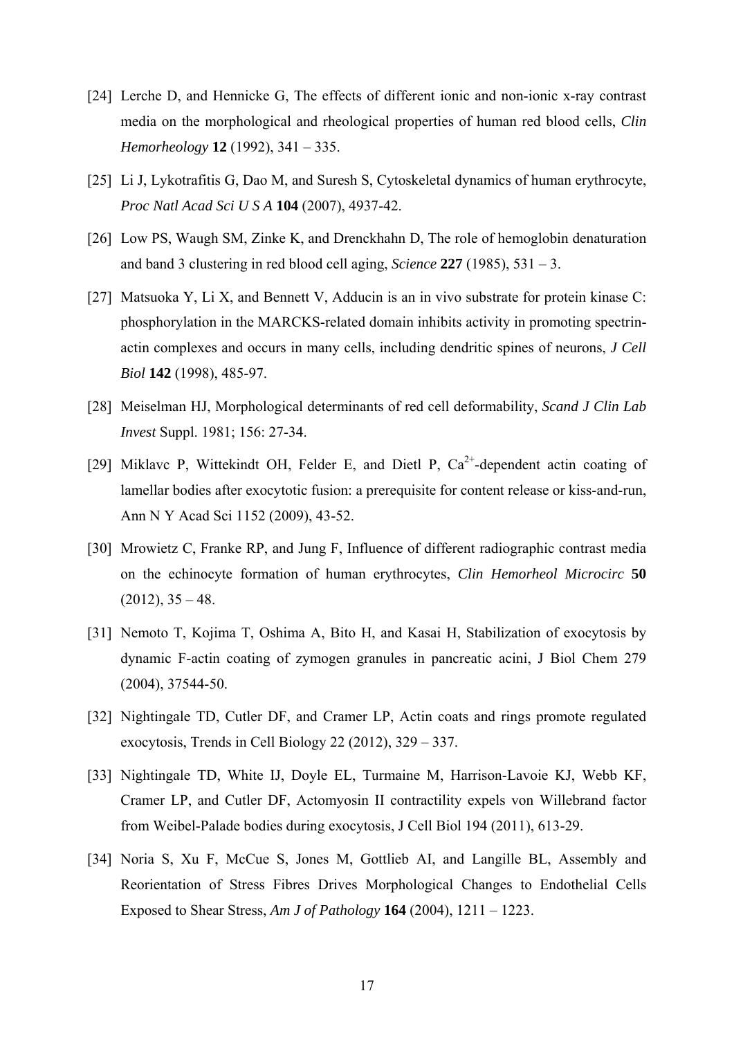[24] Lerche D, and Hennicke G, The effects of different ionic and non-ionic x-ray contrast media on the morphological and rheological properties of human red blood cells, *Clin Hemorheology* **12** (1992), 341 – 335.

[25] Li J, Lykotrafitis G, Dao M, and Suresh S, Cytoskeletal dynamics of human erythrocyte, *Proc Natl Acad Sci U S A* **104** (2007), 4937-42.

[26] Low PS, Waugh SM, Zinke K, and Drenckhahn D, The role of hemoglobin denaturation and band 3 clustering in red blood cell aging, *Science* **227** (1985), 531 – 3.

[27] Matsuoka Y, Li X, and Bennett V, Adducin is an in vivo substrate for protein kinase C: phosphorylation in the MARCKS-related domain inhibits activity in promoting spectrin-actin complexes and occurs in many cells, including dendritic spines of neurons, *J Cell Biol* **142** (1998), 485-97.

[28] Meiselman HJ, Morphological determinants of red cell deformability, *Scand J Clin Lab Invest* Suppl. 1981; 156: 27-34.

[29] Miklavc P, Wittekindt OH, Felder E, and Dietl P, $Ca^{2+}$-dependent actin coating of lamellar bodies after exocytotic fusion: a prerequisite for content release or kiss-and-run, Ann N Y Acad Sci 1152 (2009), 43-52.

[30] Mrowietz C, Franke RP, and Jung F, Influence of different radiographic contrast media on the echinocyte formation of human erythrocytes, *Clin Hemorheol Microcirc* **50** (2012), 35 – 48.

[31] Nemoto T, Kojima T, Oshima A, Bito H, and Kasai H, Stabilization of exocytosis by dynamic F-actin coating of zymogen granules in pancreatic acini, J Biol Chem 279 (2004), 37544-50.

[32] Nightingale TD, Cutler DF, and Cramer LP, Actin coats and rings promote regulated exocytosis, Trends in Cell Biology 22 (2012), 329 – 337.

[33] Nightingale TD, White IJ, Doyle EL, Turmaine M, Harrison-Lavoie KJ, Webb KF, Cramer LP, and Cutler DF, Actomyosin II contractility expels von Willebrand factor from Weibel-Palade bodies during exocytosis, J Cell Biol 194 (2011), 613-29.

[34] Noria S, Xu F, McCue S, Jones M, Gottlieb AI, and Langille BL, Assembly and Reorientation of Stress Fibres Drives Morphological Changes to Endothelial Cells Exposed to Shear Stress, *Am J of Pathology* **164** (2004), 1211 – 1223.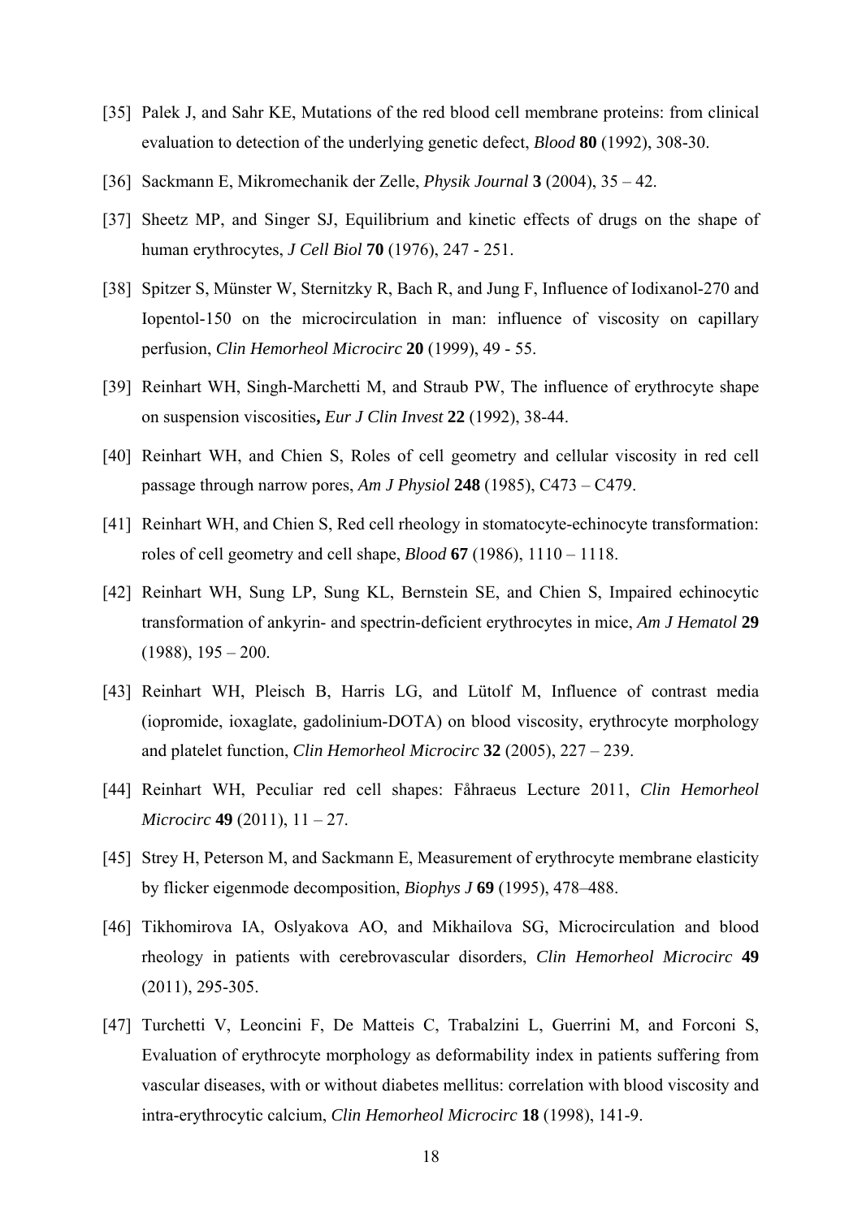[35] Palek J, and Sahr KE, Mutations of the red blood cell membrane proteins: from clinical evaluation to detection of the underlying genetic defect, *Blood* **80** (1992), 308-30.

[36] Sackmann E, Mikromechanik der Zelle, *Physik Journal* **3** (2004), 35 – 42.

[37] Sheetz MP, and Singer SJ, Equilibrium and kinetic effects of drugs on the shape of human erythrocytes, *J Cell Biol* **70** (1976), 247 - 251.

[38] Spitzer S, Münster W, Sternitzky R, Bach R, and Jung F, Influence of Iodixanol-270 and Iopentol-150 on the microcirculation in man: influence of viscosity on capillary perfusion, *Clin Hemorheol Microcirc* **20** (1999), 49 - 55.

[39] Reinhart WH, Singh-Marchetti M, and Straub PW, The influence of erythrocyte shape on suspension viscosities**,** *Eur J Clin Invest* **22** (1992), 38-44.

[40] Reinhart WH, and Chien S, Roles of cell geometry and cellular viscosity in red cell passage through narrow pores, *Am J Physiol* **248** (1985), C473 – C479.

[41] Reinhart WH, and Chien S, Red cell rheology in stomatocyte-echinocyte transformation: roles of cell geometry and cell shape, *Blood* **67** (1986), 1110 – 1118.

[42] Reinhart WH, Sung LP, Sung KL, Bernstein SE, and Chien S, Impaired echinocytic transformation of ankyrin- and spectrin-deficient erythrocytes in mice, *Am J Hematol* **29** (1988), 195 – 200.

[43] Reinhart WH, Pleisch B, Harris LG, and Lütolf M, Influence of contrast media (iopromide, ioxaglate, gadolinium-DOTA) on blood viscosity, erythrocyte morphology and platelet function, *Clin Hemorheol Microcirc* **32** (2005), 227 – 239.

[44] Reinhart WH, Peculiar red cell shapes: Fåhraeus Lecture 2011, *Clin Hemorheol Microcirc* **49** (2011), 11 – 27.

[45] Strey H, Peterson M, and Sackmann E, Measurement of erythrocyte membrane elasticity by flicker eigenmode decomposition, *Biophys J* **69** (1995), 478–488.

[46] Tikhomirova IA, Oslyakova AO, and Mikhailova SG, Microcirculation and blood rheology in patients with cerebrovascular disorders, *Clin Hemorheol Microcirc* **49** (2011), 295-305.

[47] Turchetti V, Leoncini F, De Matteis C, Trabalzini L, Guerrini M, and Forconi S, Evaluation of erythrocyte morphology as deformability index in patients suffering from vascular diseases, with or without diabetes mellitus: correlation with blood viscosity and intra-erythrocytic calcium, *Clin Hemorheol Microcirc* **18** (1998), 141-9.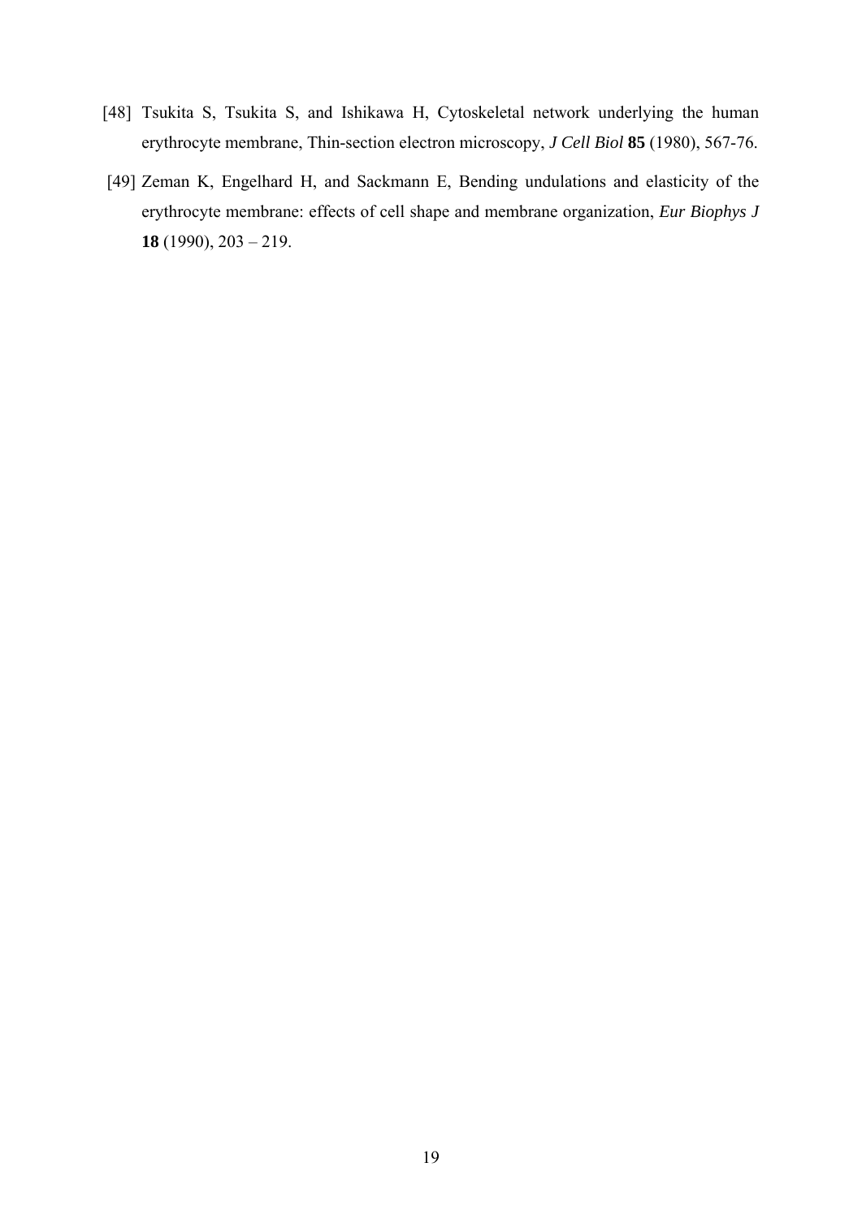[48] Tsukita S, Tsukita S, and Ishikawa H, Cytoskeletal network underlying the human erythrocyte membrane, Thin-section electron microscopy, *J Cell Biol* **85** (1980), 567-76.

[49] Zeman K, Engelhard H, and Sackmann E, Bending undulations and elasticity of the erythrocyte membrane: effects of cell shape and membrane organization, *Eur Biophys J* **18** (1990), 203 – 219.